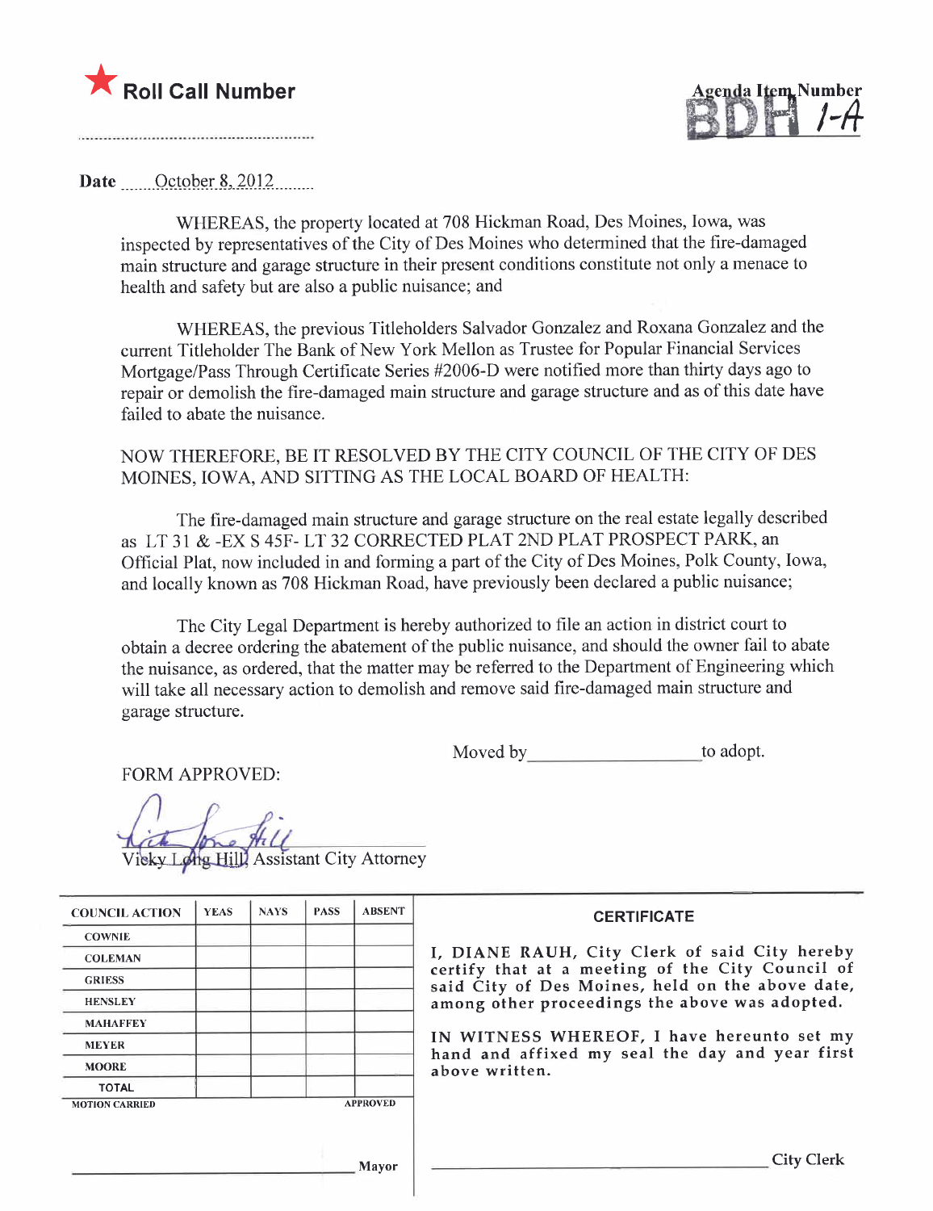★ **Roll Call Number**

Agenda Item Number
**BDH 1-A**

Date October 8, 2012

WHEREAS, the property located at 708 Hickman Road, Des Moines, Iowa, was inspected by representatives of the City of Des Moines who determined that the fire-damaged main structure and garage structure in their present conditions constitute not only a menace to health and safety but are also a public nuisance; and

WHEREAS, the previous Titleholders Salvador Gonzalez and Roxana Gonzalez and the current Titleholder The Bank of New York Mellon as Trustee for Popular Financial Services Mortgage/Pass Through Certificate Series #2006-D were notified more than thirty days ago to repair or demolish the fire-damaged main structure and garage structure and as of this date have failed to abate the nuisance.

NOW THEREFORE, BE IT RESOLVED BY THE CITY COUNCIL OF THE CITY OF DES MOINES, IOWA, AND SITTING AS THE LOCAL BOARD OF HEALTH:

The fire-damaged main structure and garage structure on the real estate legally described as LT 31 & -EX S 45F- LT 32 CORRECTED PLAT 2ND PLAT PROSPECT PARK, an Official Plat, now included in and forming a part of the City of Des Moines, Polk County, Iowa, and locally known as 708 Hickman Road, have previously been declared a public nuisance;

The City Legal Department is hereby authorized to file an action in district court to obtain a decree ordering the abatement of the public nuisance, and should the owner fail to abate the nuisance, as ordered, that the matter may be referred to the Department of Engineering which will take all necessary action to demolish and remove said fire-damaged main structure and garage structure.

Moved by ____________________ to adopt.

FORM APPROVED:

Vicky Long Hill, Assistant City Attorney

| COUNCIL ACTION | YEAS | NAYS | PASS | ABSENT |
|---|---|---|---|---|
| COWNIE | | | | |
| COLEMAN | | | | |
| GRIESS | | | | |
| HENSLEY | | | | |
| MAHAFFEY | | | | |
| MEYER | | | | |
| MOORE | | | | |
| TOTAL | | | | |
| MOTION CARRIED | | | | APPROVED |

____________________ Mayor

**CERTIFICATE**

I, DIANE RAUH, City Clerk of said City hereby certify that at a meeting of the City Council of said City of Des Moines, held on the above date, among other proceedings the above was adopted.

IN WITNESS WHEREOF, I have hereunto set my hand and affixed my seal the day and year first above written.

____________________ City Clerk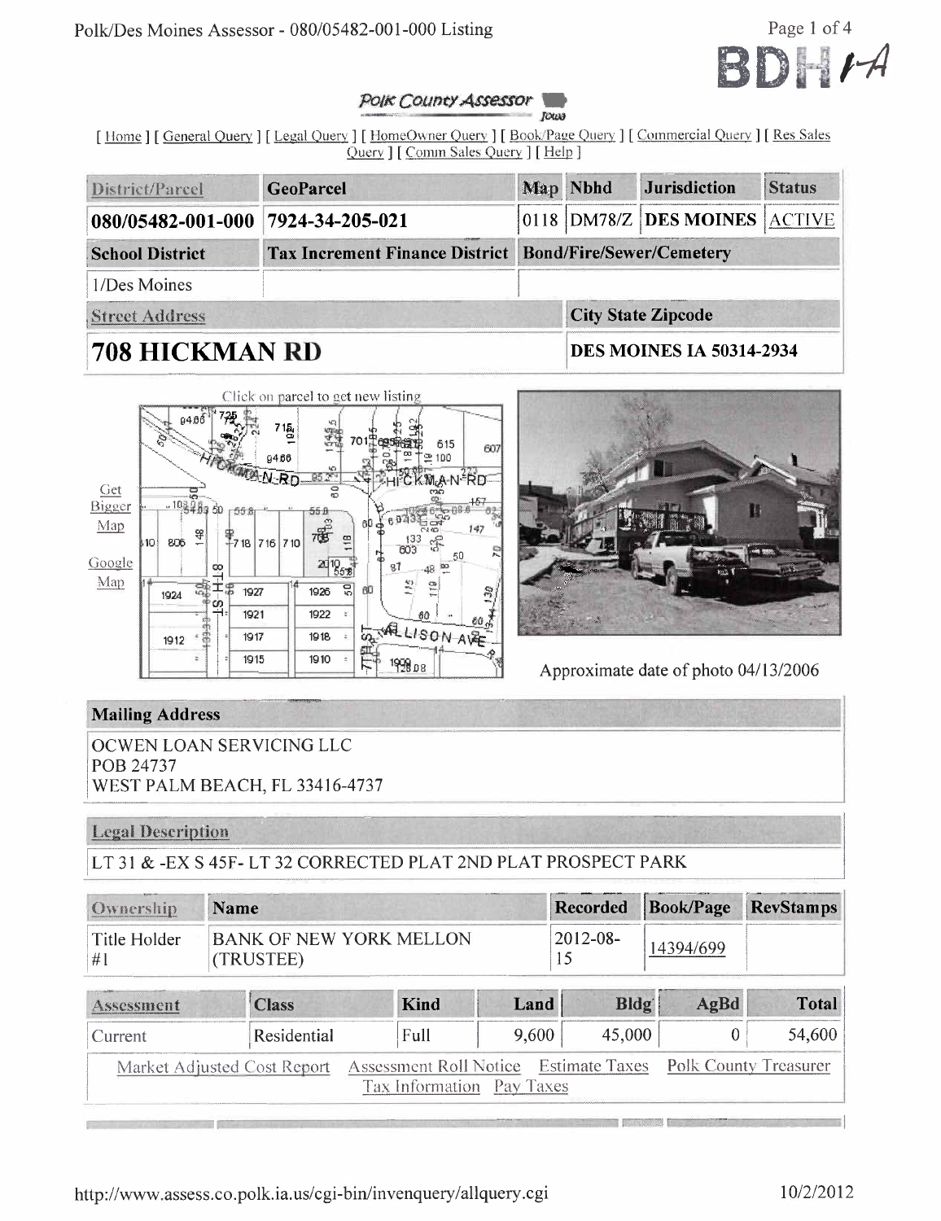BDH 1-A

*Polk County Assessor* Iowa

[ Home ] [ General Query ] [ Legal Query ] [ HomeOwner Query ] [ Book/Page Query ] [ Commercial Query ] [ Res Sales Query ] [ Comm Sales Query ] [ Help ]

| District/Parcel | GeoParcel | Map | Nbhd | Jurisdiction | Status |
|---|---|---|---|---|---|
| **080/05482-001-000** | **7924-34-205-021** | 0118 | DM78/Z | **DES MOINES** | ACTIVE |
| **School District** | **Tax Increment Finance District** | **Bond/Fire/Sewer/Cemetery** | | | |
| 1/Des Moines | | | | | |
| **Street Address** | | | **City State Zipcode** | | |
| **708 HICKMAN RD** | | | **DES MOINES IA 50314-2934** | | |

Click on parcel to get new listing

Get Bigger Map

Google Map

Approximate date of photo 04/13/2006

**Mailing Address**

OCWEN LOAN SERVICING LLC
POB 24737
WEST PALM BEACH, FL 33416-4737

**Legal Description**

LT 31 & -EX S 45F- LT 32 CORRECTED PLAT 2ND PLAT PROSPECT PARK

| Ownership | Name | Recorded | Book/Page | RevStamps |
|---|---|---|---|---|
| Title Holder #1 | BANK OF NEW YORK MELLON (TRUSTEE) | 2012-08-15 | 14394/699 | |

| Assessment | Class | Kind | Land | Bldg | AgBd | Total |
|---|---|---|---|---|---|---|
| Current | Residential | Full | 9,600 | 45,000 | 0 | 54,600 |

Market Adjusted Cost Report | Assessment Roll Notice | Estimate Taxes | Polk County Treasurer | Tax Information | Pay Taxes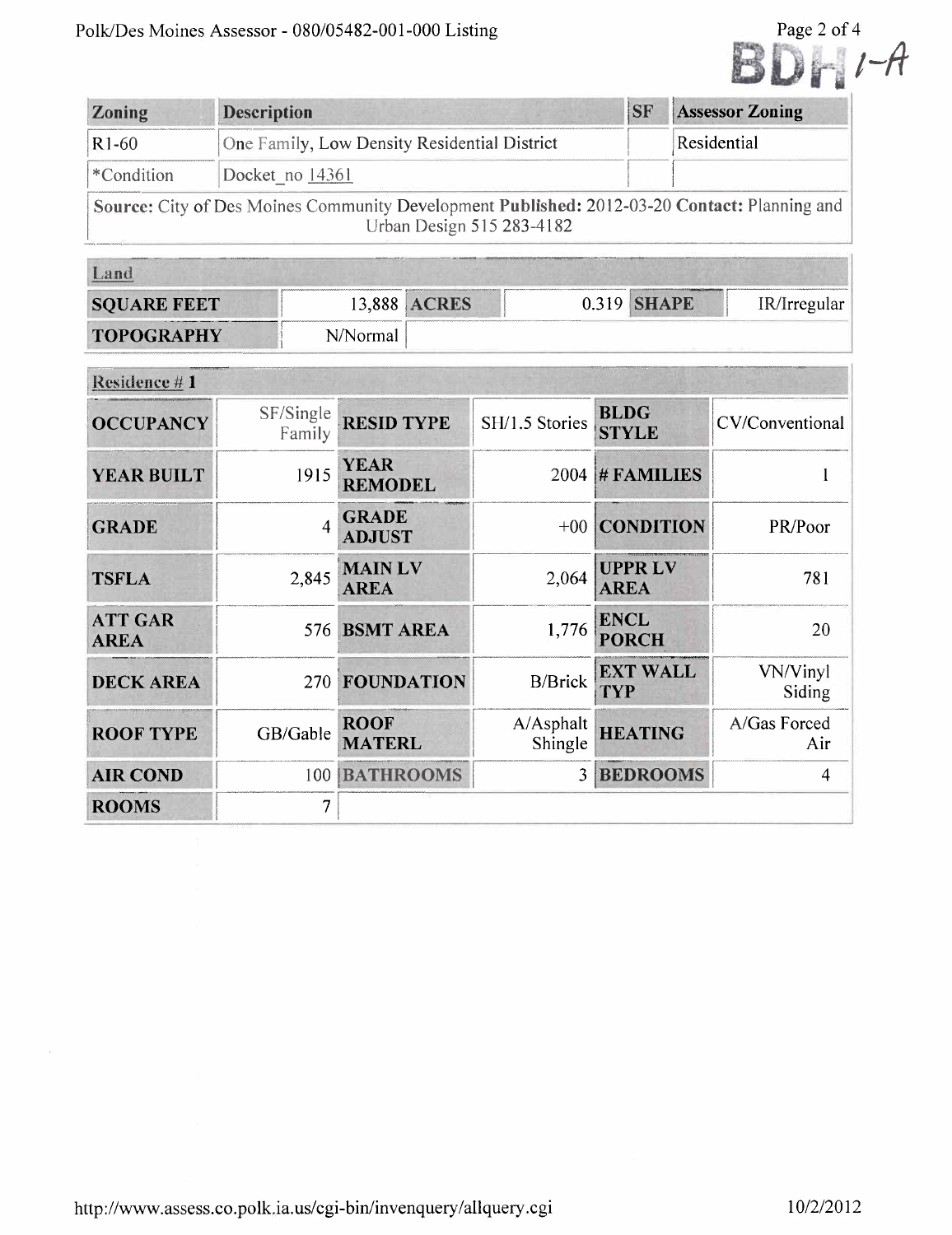BDH 1-A

| Zoning | Description | SF | Assessor Zoning |
|---|---|---|---|
| R1-60 | One Family, Low Density Residential District | | Residential |
| *Condition | Docket_no 14361 | | |

**Source:** City of Des Moines Community Development **Published:** 2012-03-20 **Contact:** Planning and Urban Design 515 283-4182

| Land | | | | | |
|---|---|---|---|---|---|
| **SQUARE FEET** | 13,888 | **ACRES** | 0.319 | **SHAPE** | IR/Irregular |
| **TOPOGRAPHY** | N/Normal | | | | |

| Residence # 1 | | | | | |
|---|---|---|---|---|---|
| **OCCUPANCY** | SF/Single Family | **RESID TYPE** | SH/1.5 Stories | **BLDG STYLE** | CV/Conventional |
| **YEAR BUILT** | 1915 | **YEAR REMODEL** | 2004 | **# FAMILIES** | 1 |
| **GRADE** | 4 | **GRADE ADJUST** | +00 | **CONDITION** | PR/Poor |
| **TSFLA** | 2,845 | **MAIN LV AREA** | 2,064 | **UPPR LV AREA** | 781 |
| **ATT GAR AREA** | 576 | **BSMT AREA** | 1,776 | **ENCL PORCH** | 20 |
| **DECK AREA** | 270 | **FOUNDATION** | B/Brick | **EXT WALL TYP** | VN/Vinyl Siding |
| **ROOF TYPE** | GB/Gable | **ROOF MATERL** | A/Asphalt Shingle | **HEATING** | A/Gas Forced Air |
| **AIR COND** | 100 | **BATHROOMS** | 3 | **BEDROOMS** | 4 |
| **ROOMS** | 7 | | | | |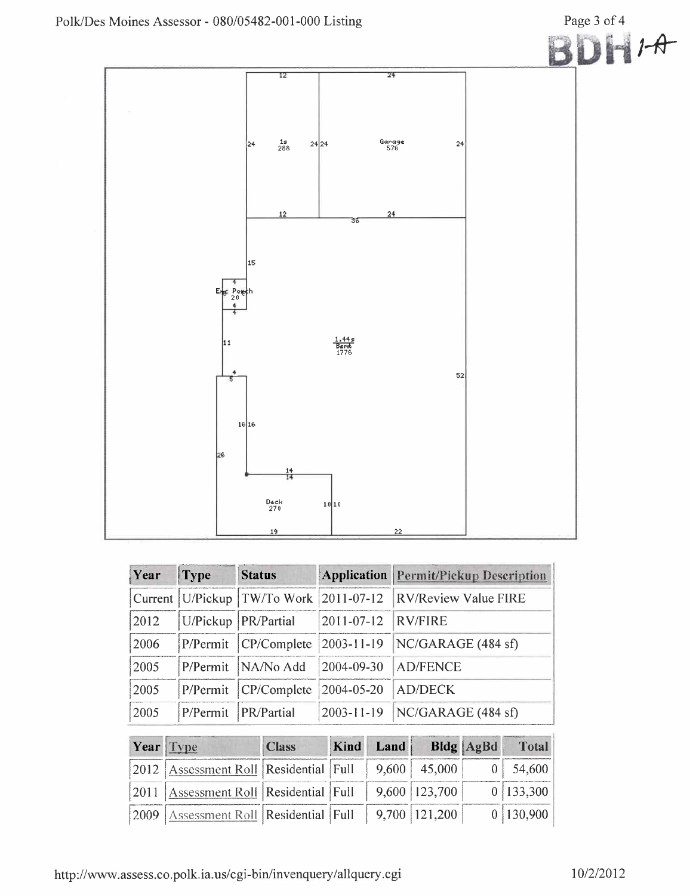BDH 1-A

12 | 24

24 | 1s 288 | 24 | 24 | Garage 576 | 24

12 | 36 | 24

15

Enc Porch 20

4

4

11

1.44s Bsmt 1776

52

4

5

16 | 16

26

14

14

Deck 270

10 | 10

19 | 22

| Year | Type | Status | Application | Permit/Pickup Description |
|---|---|---|---|---|
| Current | U/Pickup | TW/To Work | 2011-07-12 | RV/Review Value FIRE |
| 2012 | U/Pickup | PR/Partial | 2011-07-12 | RV/FIRE |
| 2006 | P/Permit | CP/Complete | 2003-11-19 | NC/GARAGE (484 sf) |
| 2005 | P/Permit | NA/No Add | 2004-09-30 | AD/FENCE |
| 2005 | P/Permit | CP/Complete | 2004-05-20 | AD/DECK |
| 2005 | P/Permit | PR/Partial | 2003-11-19 | NC/GARAGE (484 sf) |

| Year | Type | Class | Kind | Land | Bldg | AgBd | Total |
|---|---|---|---|---|---|---|---|
| 2012 | Assessment Roll | Residential | Full | 9,600 | 45,000 | 0 | 54,600 |
| 2011 | Assessment Roll | Residential | Full | 9,600 | 123,700 | 0 | 133,300 |
| 2009 | Assessment Roll | Residential | Full | 9,700 | 121,200 | 0 | 130,900 |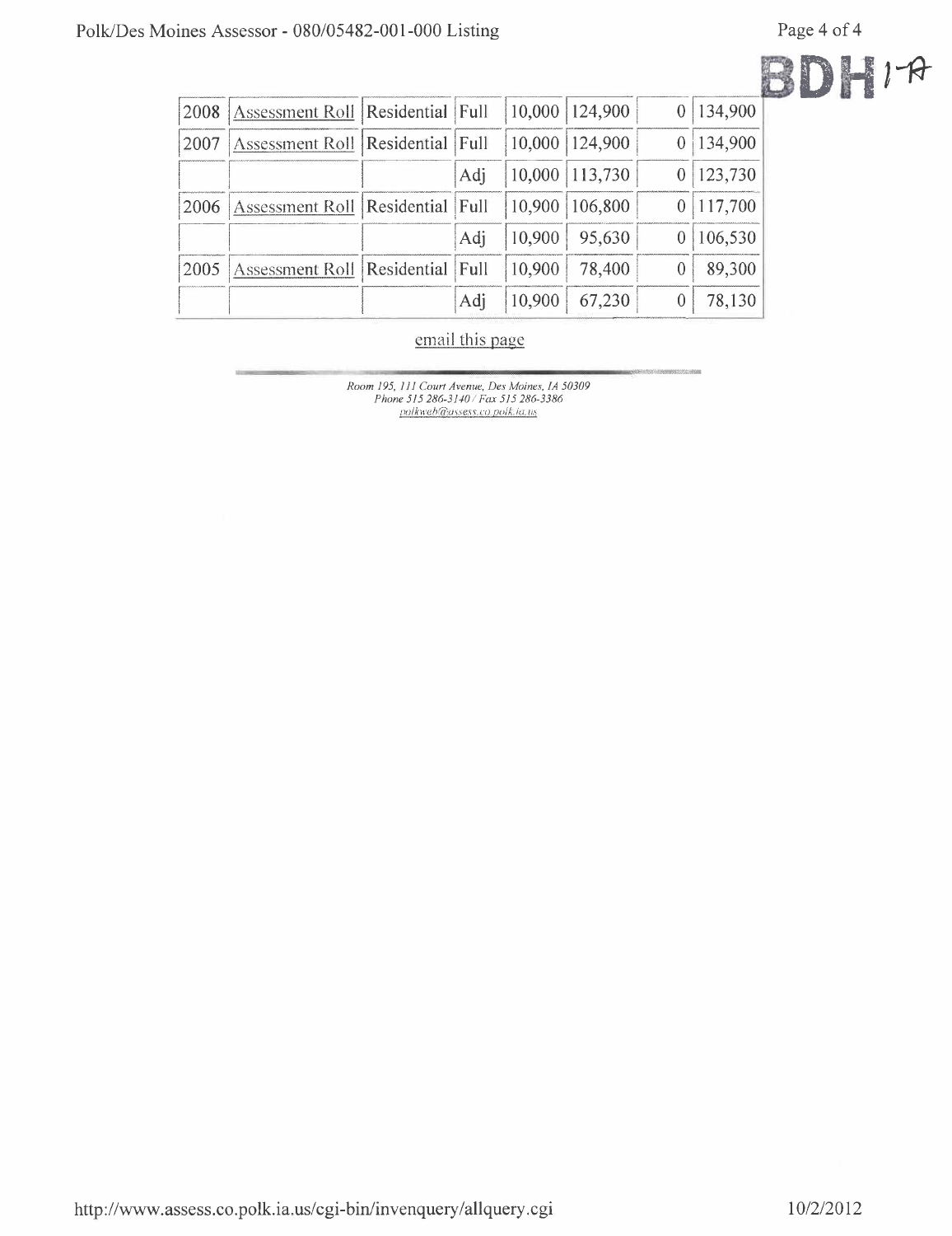BDH 1-A

| 2008 | Assessment Roll | Residential | Full | 10,000 | 124,900 | 0 | 134,900 |
|---|---|---|---|---|---|---|---|
| 2007 | Assessment Roll | Residential | Full | 10,000 | 124,900 | 0 | 134,900 |
| | | | Adj | 10,000 | 113,730 | 0 | 123,730 |
| 2006 | Assessment Roll | Residential | Full | 10,900 | 106,800 | 0 | 117,700 |
| | | | Adj | 10,900 | 95,630 | 0 | 106,530 |
| 2005 | Assessment Roll | Residential | Full | 10,900 | 78,400 | 0 | 89,300 |
| | | | Adj | 10,900 | 67,230 | 0 | 78,130 |

email this page

*Room 195, 111 Court Avenue, Des Moines, IA 50309*
*Phone 515 286-3140 / Fax 515 286-3386*
*polkweb@assess.co.polk.ia.us*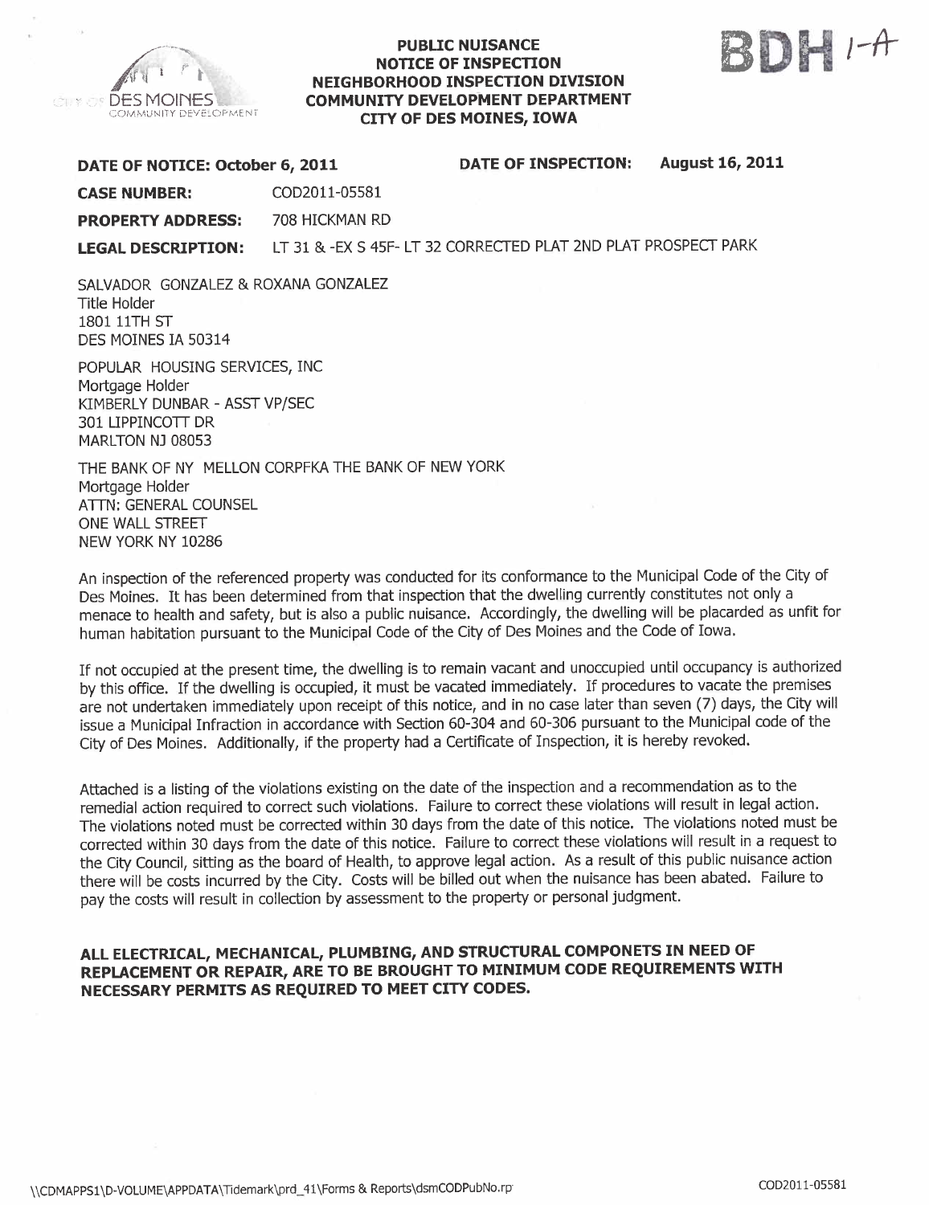CITY OF DES MOINES COMMUNITY DEVELOPMENT

**PUBLIC NUISANCE**
**NOTICE OF INSPECTION**
**NEIGHBORHOOD INSPECTION DIVISION**
**COMMUNITY DEVELOPMENT DEPARTMENT**
**CITY OF DES MOINES, IOWA**

BDH 1-A

**DATE OF NOTICE: October 6, 2011** **DATE OF INSPECTION: August 16, 2011**

**CASE NUMBER:** COD2011-05581

**PROPERTY ADDRESS:** 708 HICKMAN RD

**LEGAL DESCRIPTION:** LT 31 & -EX S 45F- LT 32 CORRECTED PLAT 2ND PLAT PROSPECT PARK

SALVADOR GONZALEZ & ROXANA GONZALEZ
Title Holder
1801 11TH ST
DES MOINES IA 50314

POPULAR HOUSING SERVICES, INC
Mortgage Holder
KIMBERLY DUNBAR - ASST VP/SEC
301 LIPPINCOTT DR
MARLTON NJ 08053

THE BANK OF NY MELLON CORPFKA THE BANK OF NEW YORK
Mortgage Holder
ATTN: GENERAL COUNSEL
ONE WALL STREET
NEW YORK NY 10286

An inspection of the referenced property was conducted for its conformance to the Municipal Code of the City of Des Moines. It has been determined from that inspection that the dwelling currently constitutes not only a menace to health and safety, but is also a public nuisance. Accordingly, the dwelling will be placarded as unfit for human habitation pursuant to the Municipal Code of the City of Des Moines and the Code of Iowa.

If not occupied at the present time, the dwelling is to remain vacant and unoccupied until occupancy is authorized by this office. If the dwelling is occupied, it must be vacated immediately. If procedures to vacate the premises are not undertaken immediately upon receipt of this notice, and in no case later than seven (7) days, the City will issue a Municipal Infraction in accordance with Section 60-304 and 60-306 pursuant to the Municipal code of the City of Des Moines. Additionally, if the property had a Certificate of Inspection, it is hereby revoked.

Attached is a listing of the violations existing on the date of the inspection and a recommendation as to the remedial action required to correct such violations. Failure to correct these violations will result in legal action. The violations noted must be corrected within 30 days from the date of this notice. The violations noted must be corrected within 30 days from the date of this notice. Failure to correct these violations will result in a request to the City Council, sitting as the board of Health, to approve legal action. As a result of this public nuisance action there will be costs incurred by the City. Costs will be billed out when the nuisance has been abated. Failure to pay the costs will result in collection by assessment to the property or personal judgment.

**ALL ELECTRICAL, MECHANICAL, PLUMBING, AND STRUCTURAL COMPONETS IN NEED OF REPLACEMENT OR REPAIR, ARE TO BE BROUGHT TO MINIMUM CODE REQUIREMENTS WITH NECESSARY PERMITS AS REQUIRED TO MEET CITY CODES.**

\\CDMAPPS1\D-VOLUME\APPDATA\Tidemark\prd_41\Forms & Reports\dsmCODPubNo.rp COD2011-05581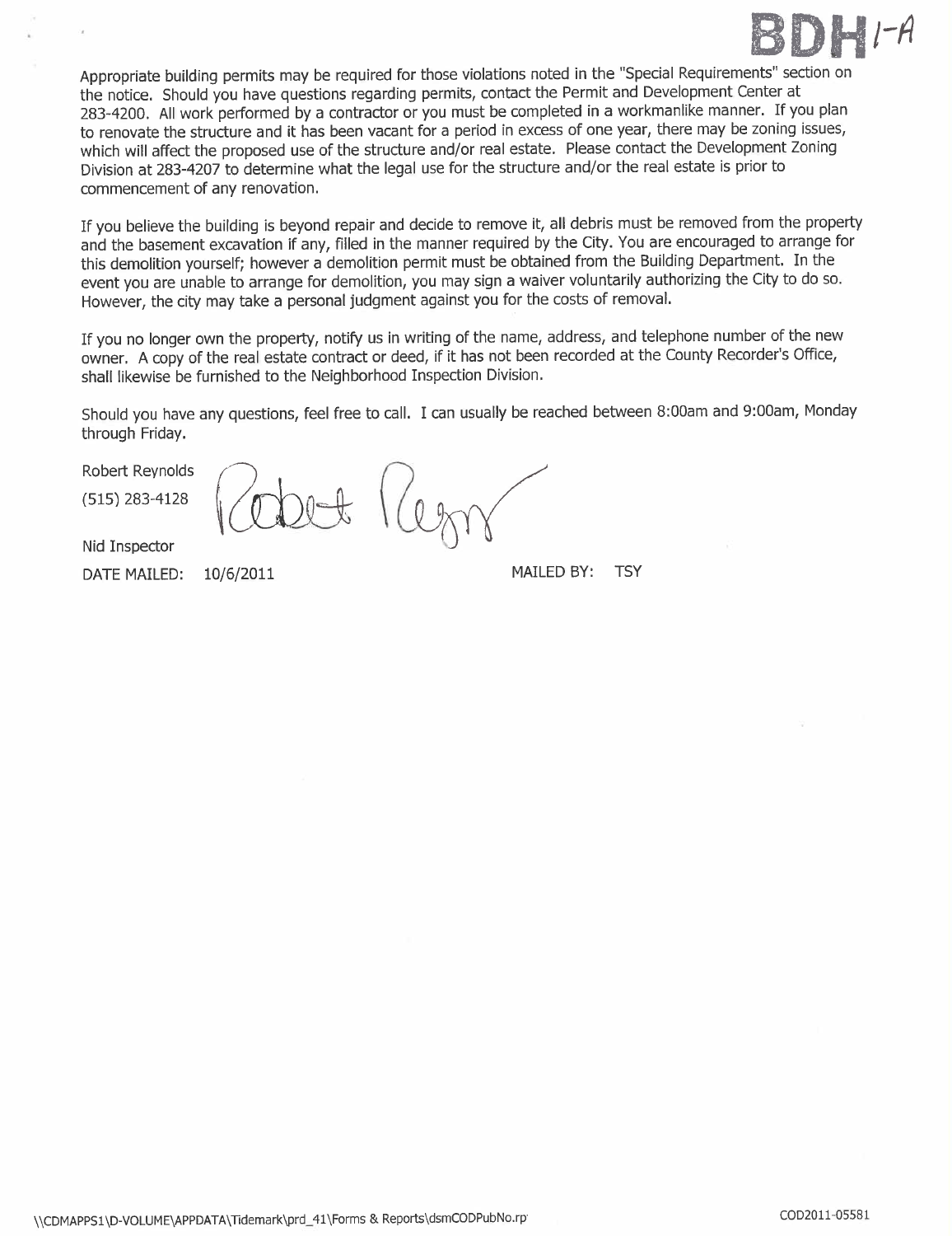BDH 1-A

Appropriate building permits may be required for those violations noted in the "Special Requirements" section on the notice. Should you have questions regarding permits, contact the Permit and Development Center at 283-4200. All work performed by a contractor or you must be completed in a workmanlike manner. If you plan to renovate the structure and it has been vacant for a period in excess of one year, there may be zoning issues, which will affect the proposed use of the structure and/or real estate. Please contact the Development Zoning Division at 283-4207 to determine what the legal use for the structure and/or the real estate is prior to commencement of any renovation.

If you believe the building is beyond repair and decide to remove it, all debris must be removed from the property and the basement excavation if any, filled in the manner required by the City. You are encouraged to arrange for this demolition yourself; however a demolition permit must be obtained from the Building Department. In the event you are unable to arrange for demolition, you may sign a waiver voluntarily authorizing the City to do so. However, the city may take a personal judgment against you for the costs of removal.

If you no longer own the property, notify us in writing of the name, address, and telephone number of the new owner. A copy of the real estate contract or deed, if it has not been recorded at the County Recorder's Office, shall likewise be furnished to the Neighborhood Inspection Division.

Should you have any questions, feel free to call. I can usually be reached between 8:00am and 9:00am, Monday through Friday.

Robert Reynolds

(515) 283-4128

Nid Inspector

DATE MAILED: 10/6/2011 MAILED BY: TSY

\\CDMAPPS1\D-VOLUME\APPDATA\Tidemark\prd_41\Forms & Reports\dsmCODPubNo.rp COD2011-05581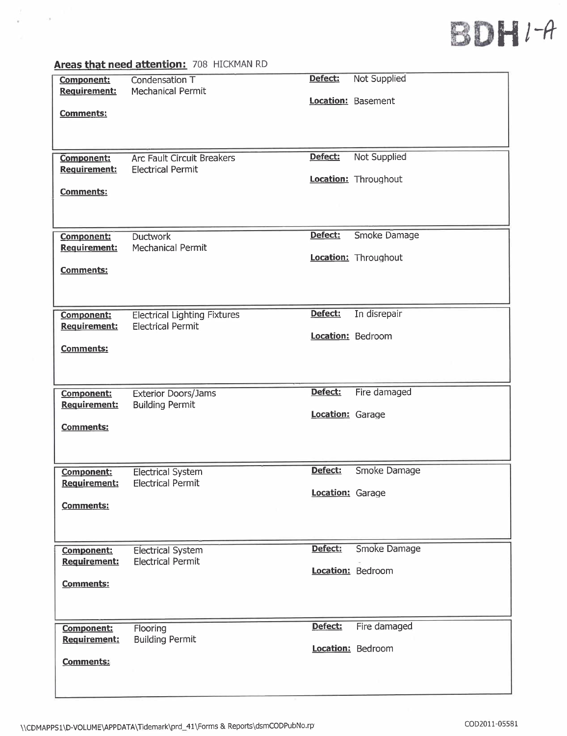BDH 1-A

**Areas that need attention:** 708 HICKMAN RD

| | | | |
|---|---|---|---|
| **Component:** | Condensation T | **Defect:** | Not Supplied |
| **Requirement:** | Mechanical Permit | **Location:** | Basement |
| **Comments:** | | | |

| | | | |
|---|---|---|---|
| **Component:** | Arc Fault Circuit Breakers | **Defect:** | Not Supplied |
| **Requirement:** | Electrical Permit | **Location:** | Throughout |
| **Comments:** | | | |

| | | | |
|---|---|---|---|
| **Component:** | Ductwork | **Defect:** | Smoke Damage |
| **Requirement:** | Mechanical Permit | **Location:** | Throughout |
| **Comments:** | | | |

| | | | |
|---|---|---|---|
| **Component:** | Electrical Lighting Fixtures | **Defect:** | In disrepair |
| **Requirement:** | Electrical Permit | **Location:** | Bedroom |
| **Comments:** | | | |

| | | | |
|---|---|---|---|
| **Component:** | Exterior Doors/Jams | **Defect:** | Fire damaged |
| **Requirement:** | Building Permit | **Location:** | Garage |
| **Comments:** | | | |

| | | | |
|---|---|---|---|
| **Component:** | Electrical System | **Defect:** | Smoke Damage |
| **Requirement:** | Electrical Permit | **Location:** | Garage |
| **Comments:** | | | |

| | | | |
|---|---|---|---|
| **Component:** | Electrical System | **Defect:** | Smoke Damage |
| **Requirement:** | Electrical Permit | **Location:** | Bedroom |
| **Comments:** | | | |

| | | | |
|---|---|---|---|
| **Component:** | Flooring | **Defect:** | Fire damaged |
| **Requirement:** | Building Permit | **Location:** | Bedroom |
| **Comments:** | | | |

\\CDMAPPS1\D-VOLUME\APPDATA\Tidemark\prd_41\Forms & Reports\dsmCODPubNo.rp

COD2011-05581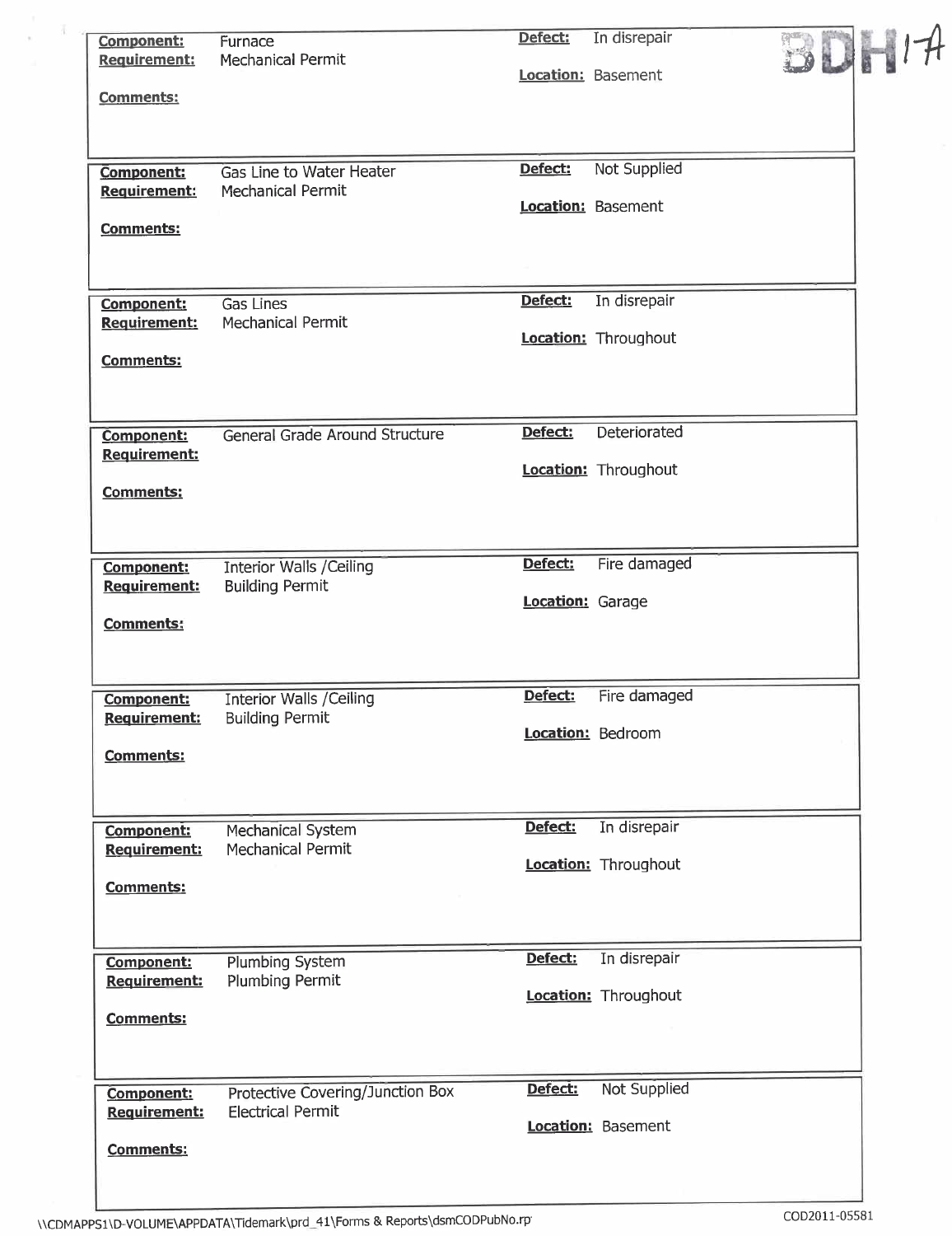BDH17A

**Component:** Furnace
**Requirement:** Mechanical Permit
**Comments:**

**Defect:** In disrepair
**Location:** Basement

---

**Component:** Gas Line to Water Heater
**Requirement:** Mechanical Permit
**Comments:**

**Defect:** Not Supplied
**Location:** Basement

---

**Component:** Gas Lines
**Requirement:** Mechanical Permit
**Comments:**

**Defect:** In disrepair
**Location:** Throughout

---

**Component:** General Grade Around Structure
**Requirement:**
**Comments:**

**Defect:** Deteriorated
**Location:** Throughout

---

**Component:** Interior Walls /Ceiling
**Requirement:** Building Permit
**Comments:**

**Defect:** Fire damaged
**Location:** Garage

---

**Component:** Interior Walls /Ceiling
**Requirement:** Building Permit
**Comments:**

**Defect:** Fire damaged
**Location:** Bedroom

---

**Component:** Mechanical System
**Requirement:** Mechanical Permit
**Comments:**

**Defect:** In disrepair
**Location:** Throughout

---

**Component:** Plumbing System
**Requirement:** Plumbing Permit
**Comments:**

**Defect:** In disrepair
**Location:** Throughout

---

**Component:** Protective Covering/Junction Box
**Requirement:** Electrical Permit
**Comments:**

**Defect:** Not Supplied
**Location:** Basement

---

\\CDMAPPS1\D-VOLUME\APPDATA\Tidemark\prd_41\Forms & Reports\dsmCODPubNo.rp

COD2011-05581